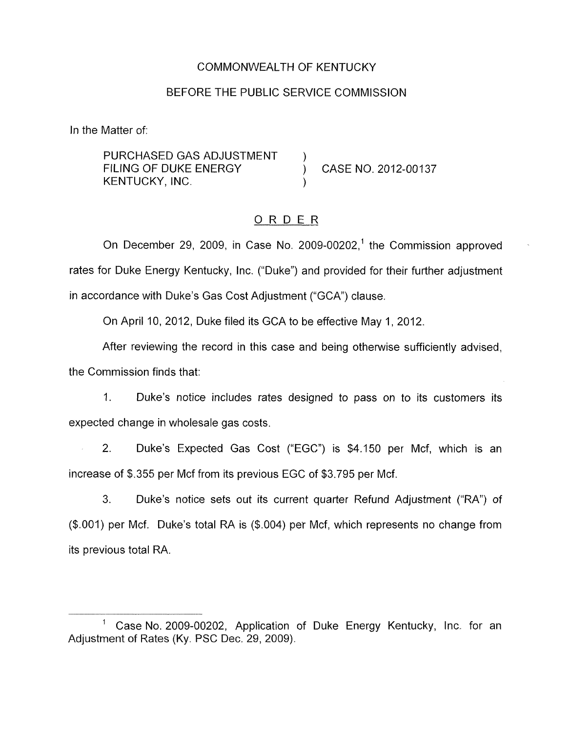COMMONWEALTH OF KENTUCKY

BEFORE THE PUBLIC SERVICE COMMISSION

In the Matter of:

| | | |
|---|---|---|
| PURCHASED GAS ADJUSTMENT FILING OF DUKE ENERGY KENTUCKY, INC. | ) ) ) | CASE NO. 2012-00137 |

ORDER

On December 29, 2009, in Case No. 2009-00202,[1] the Commission approved rates for Duke Energy Kentucky, Inc. ("Duke") and provided for their further adjustment in accordance with Duke's Gas Cost Adjustment ("GCA") clause.

On April 10, 2012, Duke filed its GCA to be effective May 1, 2012.

After reviewing the record in this case and being otherwise sufficiently advised, the Commission finds that:

1. Duke's notice includes rates designed to pass on to its customers its expected change in wholesale gas costs.

2. Duke's Expected Gas Cost ("EGC") is $4.150 per Mcf, which is an increase of $.355 per Mcf from its previous EGC of $3.795 per Mcf.

3. Duke's notice sets out its current quarter Refund Adjustment ("RA") of ($.001) per Mcf. Duke's total RA is ($.004) per Mcf, which represents no change from its previous total RA.

---

[1] Case No. 2009-00202, Application of Duke Energy Kentucky, Inc. for an Adjustment of Rates (Ky. PSC Dec. 29, 2009).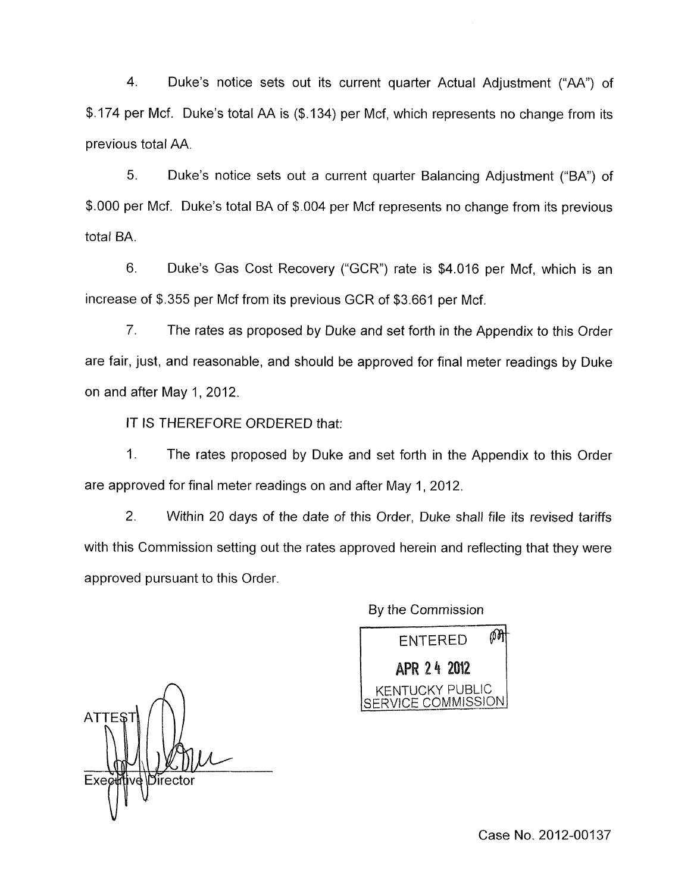4. Duke's notice sets out its current quarter Actual Adjustment ("AA") of $.174 per Mcf. Duke's total AA is ($.134) per Mcf, which represents no change from its previous total AA.

5. Duke's notice sets out a current quarter Balancing Adjustment ("BA") of $.000 per Mcf. Duke's total BA of $.004 per Mcf represents no change from its previous total BA.

6. Duke's Gas Cost Recovery ("GCR") rate is $4.016 per Mcf, which is an increase of $.355 per Mcf from its previous GCR of $3.661 per Mcf.

7. The rates as proposed by Duke and set forth in the Appendix to this Order are fair, just, and reasonable, and should be approved for final meter readings by Duke on and after May 1, 2012.

IT IS THEREFORE ORDERED that:

1. The rates proposed by Duke and set forth in the Appendix to this Order are approved for final meter readings on and after May 1, 2012.

2. Within 20 days of the date of this Order, Duke shall file its revised tariffs with this Commission setting out the rates approved herein and reflecting that they were approved pursuant to this Order.

By the Commission

ENTERED
APR 24 2012
KENTUCKY PUBLIC SERVICE COMMISSION

ATTEST

Executive Director

Case No. 2012-00137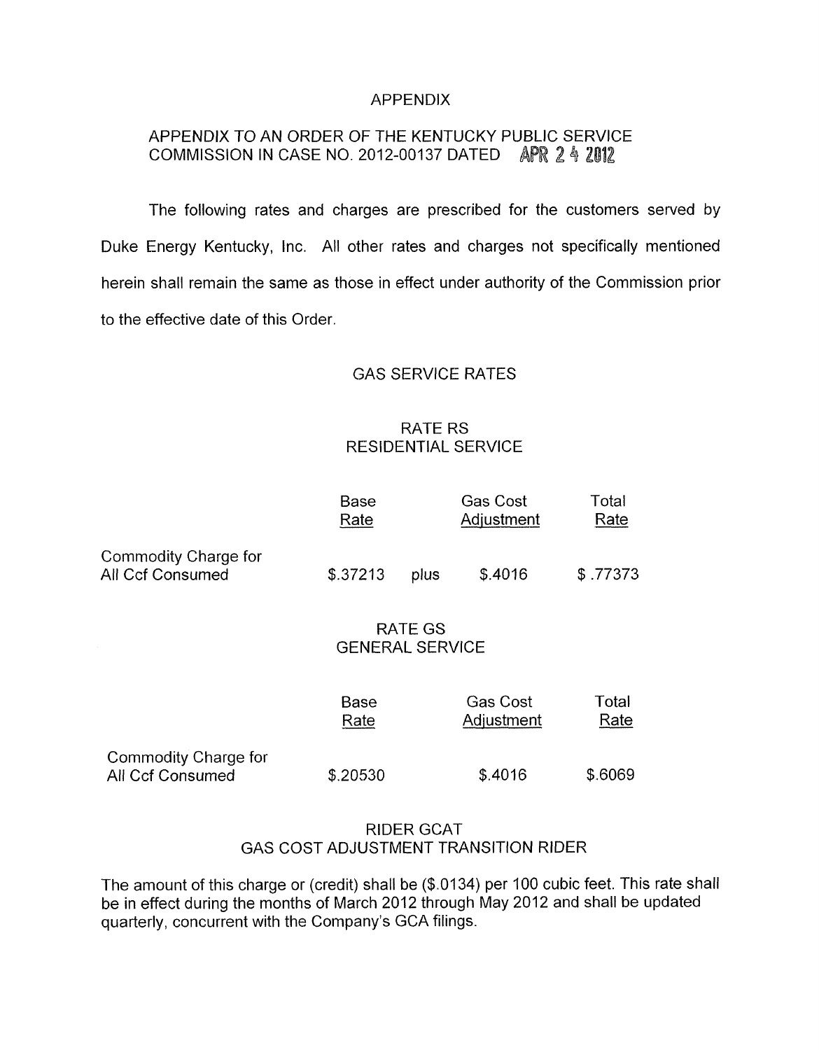# APPENDIX

## APPENDIX TO AN ORDER OF THE KENTUCKY PUBLIC SERVICE COMMISSION IN CASE NO. 2012-00137 DATED APR 24 2012

The following rates and charges are prescribed for the customers served by Duke Energy Kentucky, Inc. All other rates and charges not specifically mentioned herein shall remain the same as those in effect under authority of the Commission prior to the effective date of this Order.

### GAS SERVICE RATES

#### RATE RS
#### RESIDENTIAL SERVICE

| | Base Rate | | Gas Cost Adjustment | Total Rate |
|---|---|---|---|---|
| Commodity Charge for All Ccf Consumed | $.37213 | plus | $.4016 | $ .77373 |

#### RATE GS
#### GENERAL SERVICE

| | Base Rate | Gas Cost Adjustment | Total Rate |
|---|---|---|---|
| Commodity Charge for All Ccf Consumed | $.20530 | $.4016 | $.6069 |

#### RIDER GCAT
#### GAS COST ADJUSTMENT TRANSITION RIDER

The amount of this charge or (credit) shall be ($.0134) per 100 cubic feet. This rate shall be in effect during the months of March 2012 through May 2012 and shall be updated quarterly, concurrent with the Company's GCA filings.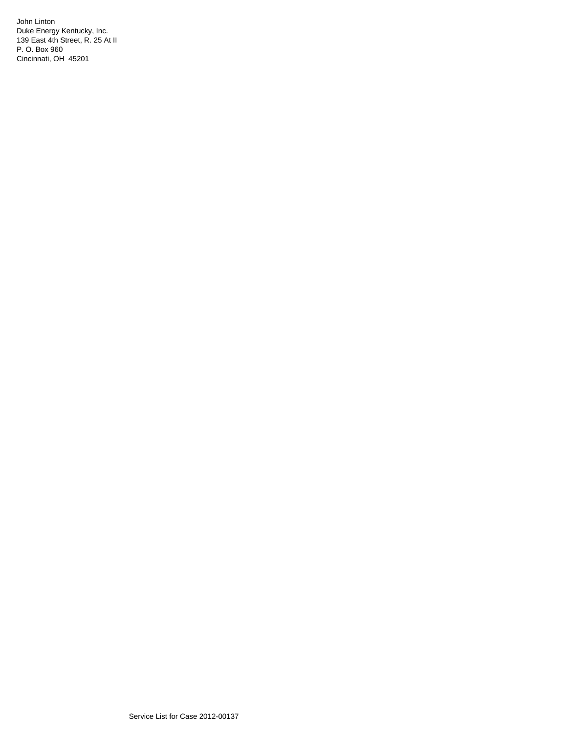John Linton
Duke Energy Kentucky, Inc.
139 East 4th Street, R. 25 At II
P. O. Box 960
Cincinnati, OH  45201